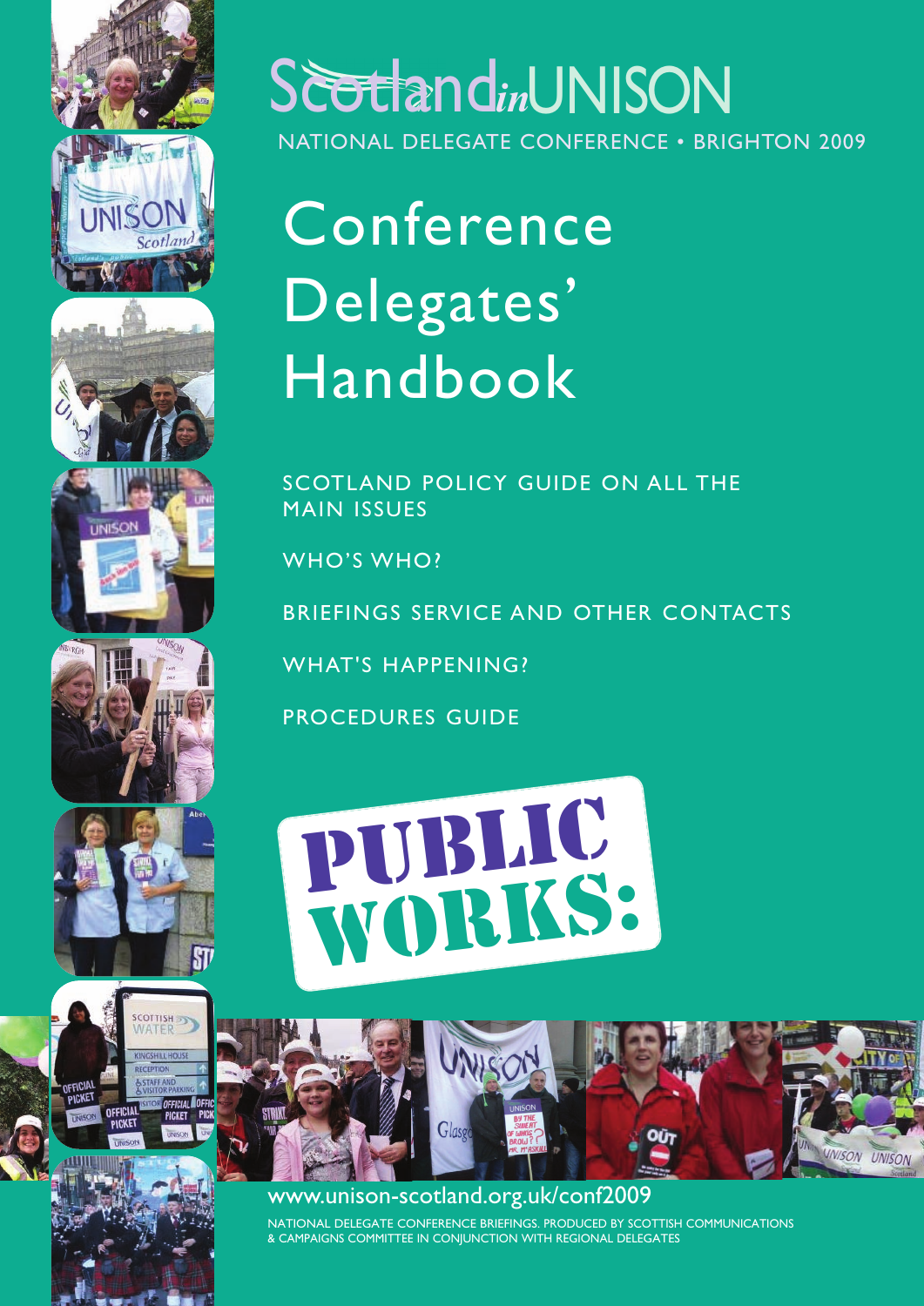# Scotland*in*UNISON

NATIONAL DELEGATE CONFERENCE • BRIGHTON 2009

# Conference Delegates' Handbook

SCOTLAND POLICY GUIDE ON ALL THE MAIN ISSUES

WHO'S WHO?

BRIEFINGS SERVICE AND OTHER CONTACTS

WHAT'S HAPPENING?

PROCEDURES GUIDE

**PUBLIC WORKS:**

www.unison-scotland.org.uk/conf2009

NATIONAL DELEGATE CONFERENCE BRIEFINGS. PRODUCED BY SCOTTISH COMMUNICATIONS & CAMPAIGNS COMMITTEE IN CONJUNCTION WITH REGIONAL DELEGATES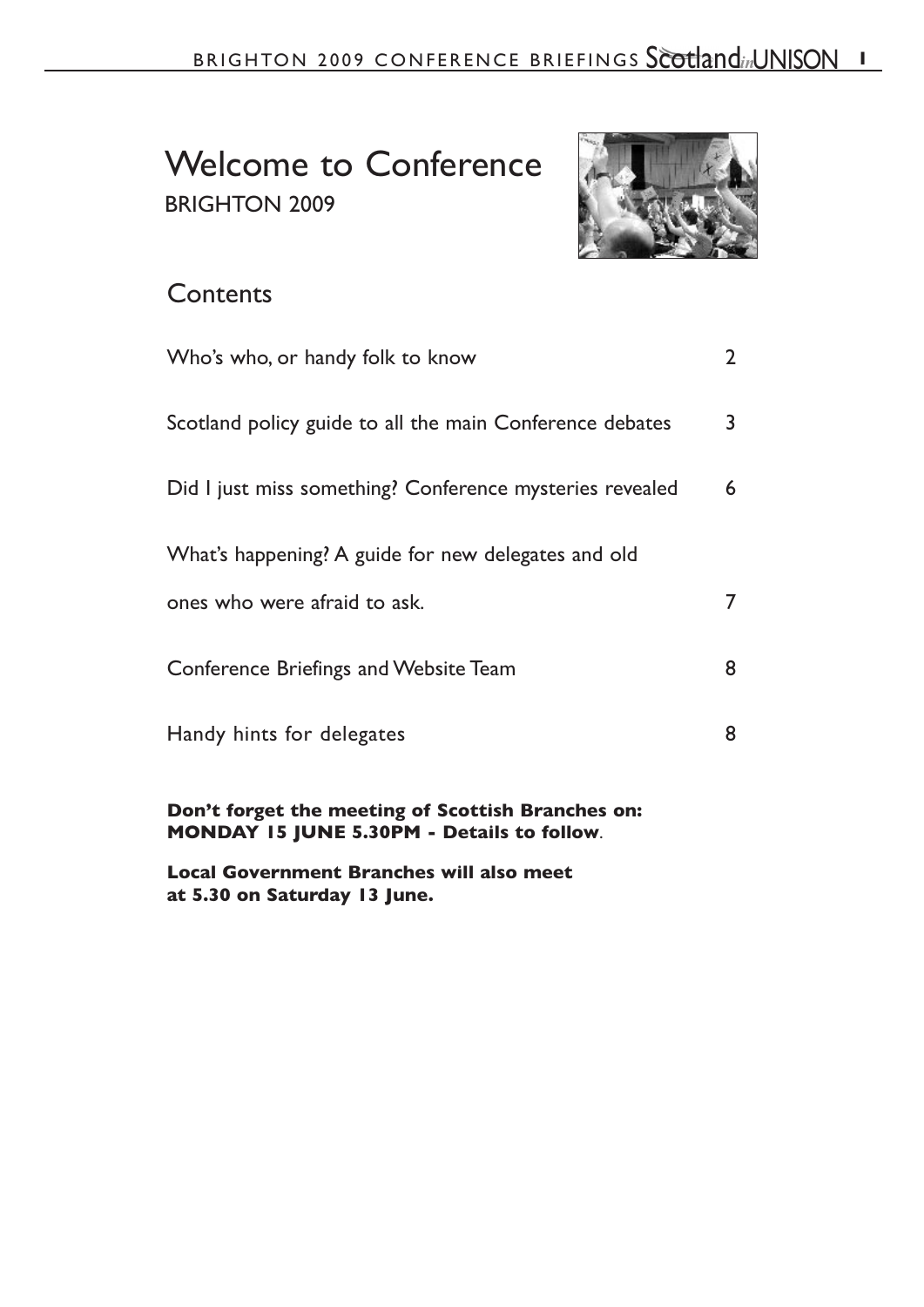# Welcome to Conference

BRIGHTON 2009

## Contents

| | |
|---|---|
| Who's who, or handy folk to know | 2 |
| Scotland policy guide to all the main Conference debates | 3 |
| Did I just miss something? Conference mysteries revealed | 6 |
| What's happening? A guide for new delegates and old ones who were afraid to ask. | 7 |
| Conference Briefings and Website Team | 8 |
| Handy hints for delegates | 8 |

**Don't forget the meeting of Scottish Branches on: MONDAY 15 JUNE 5.30PM - Details to follow**.

**Local Government Branches will also meet at 5.30 on Saturday 13 June.**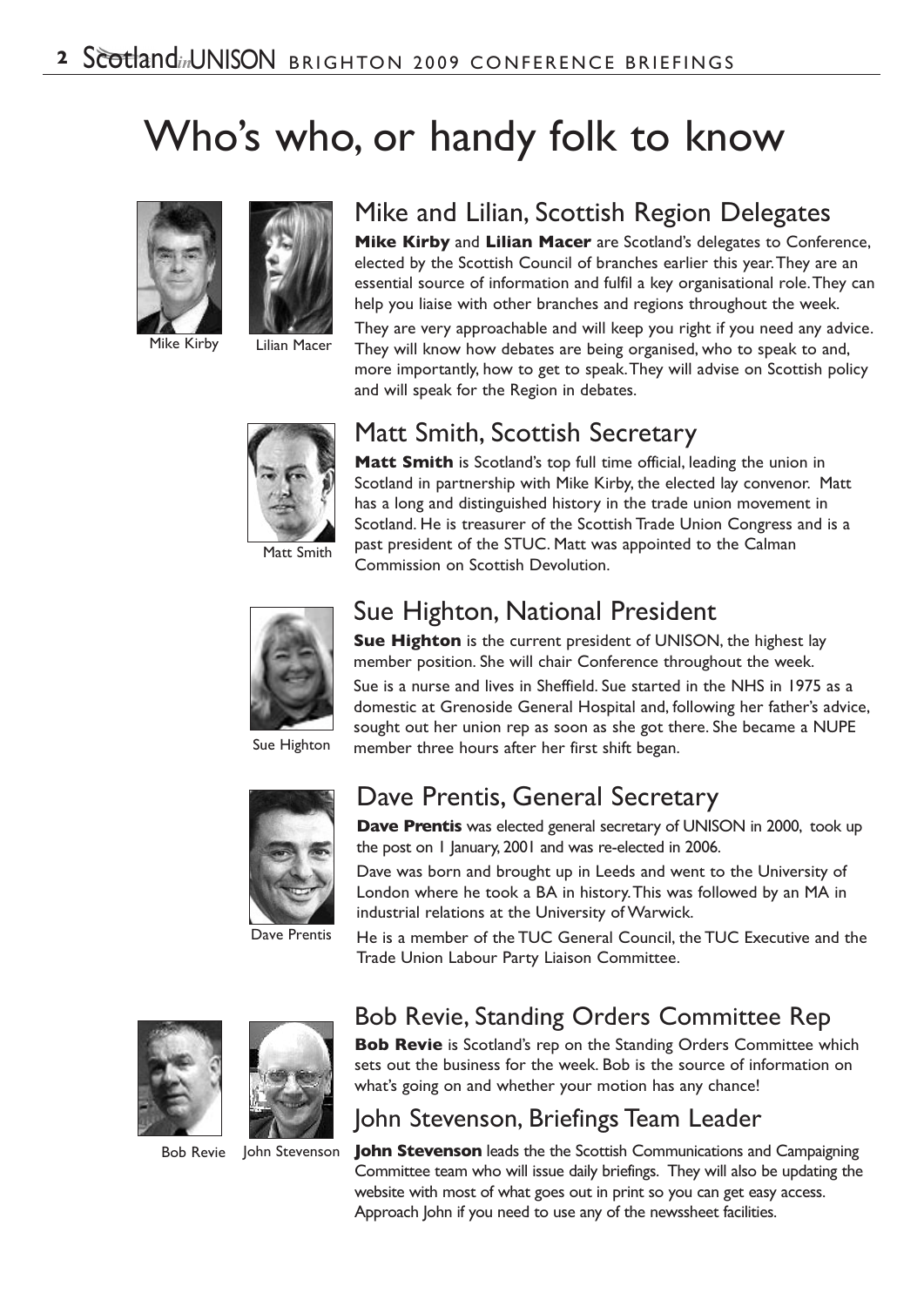# Who's who, or handy folk to know

Mike Kirby · Lilian Macer

## Mike and Lilian, Scottish Region Delegates

**Mike Kirby** and **Lilian Macer** are Scotland's delegates to Conference, elected by the Scottish Council of branches earlier this year. They are an essential source of information and fulfil a key organisational role. They can help you liaise with other branches and regions throughout the week.

They are very approachable and will keep you right if you need any advice. They will know how debates are being organised, who to speak to and, more importantly, how to get to speak. They will advise on Scottish policy and will speak for the Region in debates.

Matt Smith

## Matt Smith, Scottish Secretary

**Matt Smith** is Scotland's top full time official, leading the union in Scotland in partnership with Mike Kirby, the elected lay convenor. Matt has a long and distinguished history in the trade union movement in Scotland. He is treasurer of the Scottish Trade Union Congress and is a past president of the STUC. Matt was appointed to the Calman Commission on Scottish Devolution.

Sue Highton

## Sue Highton, National President

**Sue Highton** is the current president of UNISON, the highest lay member position. She will chair Conference throughout the week.

Sue is a nurse and lives in Sheffield. Sue started in the NHS in 1975 as a domestic at Grenoside General Hospital and, following her father's advice, sought out her union rep as soon as she got there. She became a NUPE member three hours after her first shift began.

Dave Prentis

## Dave Prentis, General Secretary

**Dave Prentis** was elected general secretary of UNISON in 2000, took up the post on 1 January, 2001 and was re-elected in 2006.

Dave was born and brought up in Leeds and went to the University of London where he took a BA in history. This was followed by an MA in industrial relations at the University of Warwick.

He is a member of the TUC General Council, the TUC Executive and the Trade Union Labour Party Liaison Committee.

Bob Revie · John Stevenson

## Bob Revie, Standing Orders Committee Rep

**Bob Revie** is Scotland's rep on the Standing Orders Committee which sets out the business for the week. Bob is the source of information on what's going on and whether your motion has any chance!

## John Stevenson, Briefings Team Leader

**John Stevenson** leads the the Scottish Communications and Campaigning Committee team who will issue daily briefings. They will also be updating the website with most of what goes out in print so you can get easy access. Approach John if you need to use any of the newssheet facilities.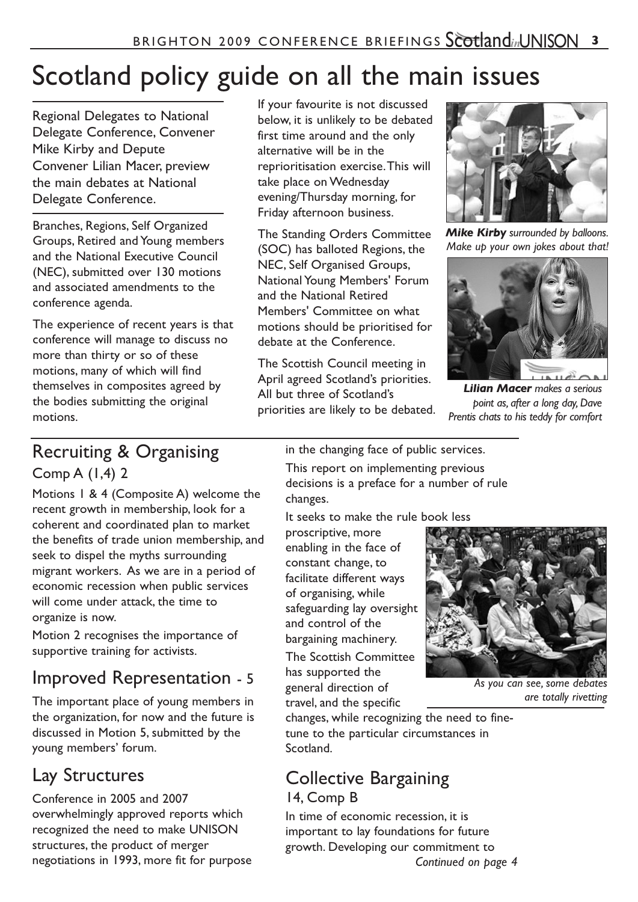# Scotland policy guide on all the main issues

Regional Delegates to National Delegate Conference, Convener Mike Kirby and Depute Convener Lilian Macer, preview the main debates at National Delegate Conference.

Branches, Regions, Self Organized Groups, Retired and Young members and the National Executive Council (NEC), submitted over 130 motions and associated amendments to the conference agenda.

The experience of recent years is that conference will manage to discuss no more than thirty or so of these motions, many of which will find themselves in composites agreed by the bodies submitting the original motions.

If your favourite is not discussed below, it is unlikely to be debated first time around and the only alternative will be in the reprioritisation exercise. This will take place on Wednesday evening/Thursday morning, for Friday afternoon business.

The Standing Orders Committee (SOC) has balloted Regions, the NEC, Self Organised Groups, National Young Members' Forum and the National Retired Members' Committee on what motions should be prioritised for debate at the Conference.

The Scottish Council meeting in April agreed Scotland's priorities. All but three of Scotland's priorities are likely to be debated.

***Mike Kirby*** *surrounded by balloons. Make up your own jokes about that!*

***Lilian Macer*** *makes a serious point as, after a long day, Dave Prentis chats to his teddy for comfort*

## Recruiting & Organising

### Comp A (1,4) 2

Motions 1 & 4 (Composite A) welcome the recent growth in membership, look for a coherent and coordinated plan to market the benefits of trade union membership, and seek to dispel the myths surrounding migrant workers. As we are in a period of economic recession when public services will come under attack, the time to organize is now.

Motion 2 recognises the importance of supportive training for activists.

## Improved Representation - 5

The important place of young members in the organization, for now and the future is discussed in Motion 5, submitted by the young members' forum.

## Lay Structures

Conference in 2005 and 2007 overwhelmingly approved reports which recognized the need to make UNISON structures, the product of merger negotiations in 1993, more fit for purpose in the changing face of public services.

This report on implementing previous decisions is a preface for a number of rule changes.

It seeks to make the rule book less proscriptive, more enabling in the face of constant change, to facilitate different ways of organising, while safeguarding lay oversight and control of the bargaining machinery.

The Scottish Committee has supported the general direction of travel, and the specific changes, while recognizing the need to fine-tune to the particular circumstances in Scotland.

*As you can see, some debates are totally rivetting*

## Collective Bargaining

### 14, Comp B

In time of economic recession, it is important to lay foundations for future growth. Developing our commitment to

*Continued on page 4*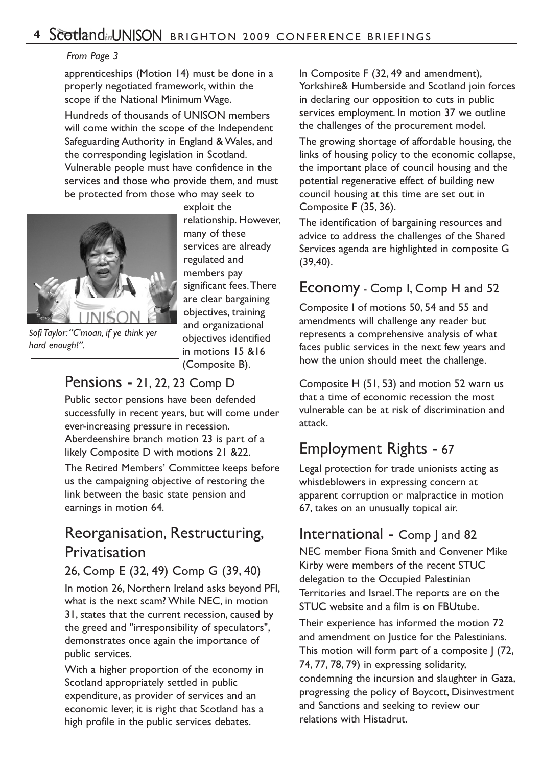*From Page 3*

apprenticeships (Motion 14) must be done in a properly negotiated framework, within the scope if the National Minimum Wage.

Hundreds of thousands of UNISON members will come within the scope of the Independent Safeguarding Authority in England & Wales, and the corresponding legislation in Scotland. Vulnerable people must have confidence in the services and those who provide them, and must be protected from those who may seek to exploit the relationship. However, many of these services are already regulated and members pay significant fees. There are clear bargaining objectives, training and organizational objectives identified in motions 15 &16 (Composite B).

*Sofi Taylor: "C'moan, if ye think yer hard enough!".*

## Pensions - 21, 22, 23 Comp D

Public sector pensions have been defended successfully in recent years, but will come under ever-increasing pressure in recession. Aberdeenshire branch motion 23 is part of a likely Composite D with motions 21 &22.

The Retired Members' Committee keeps before us the campaigning objective of restoring the link between the basic state pension and earnings in motion 64.

## Reorganisation, Restructuring, Privatisation

### 26, Comp E (32, 49) Comp G (39, 40)

In motion 26, Northern Ireland asks beyond PFI, what is the next scam? While NEC, in motion 31, states that the current recession, caused by the greed and "irresponsibility of speculators", demonstrates once again the importance of public services.

With a higher proportion of the economy in Scotland appropriately settled in public expenditure, as provider of services and an economic lever, it is right that Scotland has a high profile in the public services debates.

In Composite F (32, 49 and amendment), Yorkshire& Humberside and Scotland join forces in declaring our opposition to cuts in public services employment. In motion 37 we outline the challenges of the procurement model.

The growing shortage of affordable housing, the links of housing policy to the economic collapse, the important place of council housing and the potential regenerative effect of building new council housing at this time are set out in Composite F (35, 36).

The identification of bargaining resources and advice to address the challenges of the Shared Services agenda are highlighted in composite G (39,40).

## Economy - Comp I, Comp H and 52

Composite I of motions 50, 54 and 55 and amendments will challenge any reader but represents a comprehensive analysis of what faces public services in the next few years and how the union should meet the challenge.

Composite H (51, 53) and motion 52 warn us that a time of economic recession the most vulnerable can be at risk of discrimination and attack.

## Employment Rights - 67

Legal protection for trade unionists acting as whistleblowers in expressing concern at apparent corruption or malpractice in motion 67, takes on an unusually topical air.

## International - Comp J and 82

NEC member Fiona Smith and Convener Mike Kirby were members of the recent STUC delegation to the Occupied Palestinian Territories and Israel. The reports are on the STUC website and a film is on FBUtube.

Their experience has informed the motion 72 and amendment on Justice for the Palestinians. This motion will form part of a composite J (72, 74, 77, 78, 79) in expressing solidarity, condemning the incursion and slaughter in Gaza, progressing the policy of Boycott, Disinvestment and Sanctions and seeking to review our relations with Histadrut.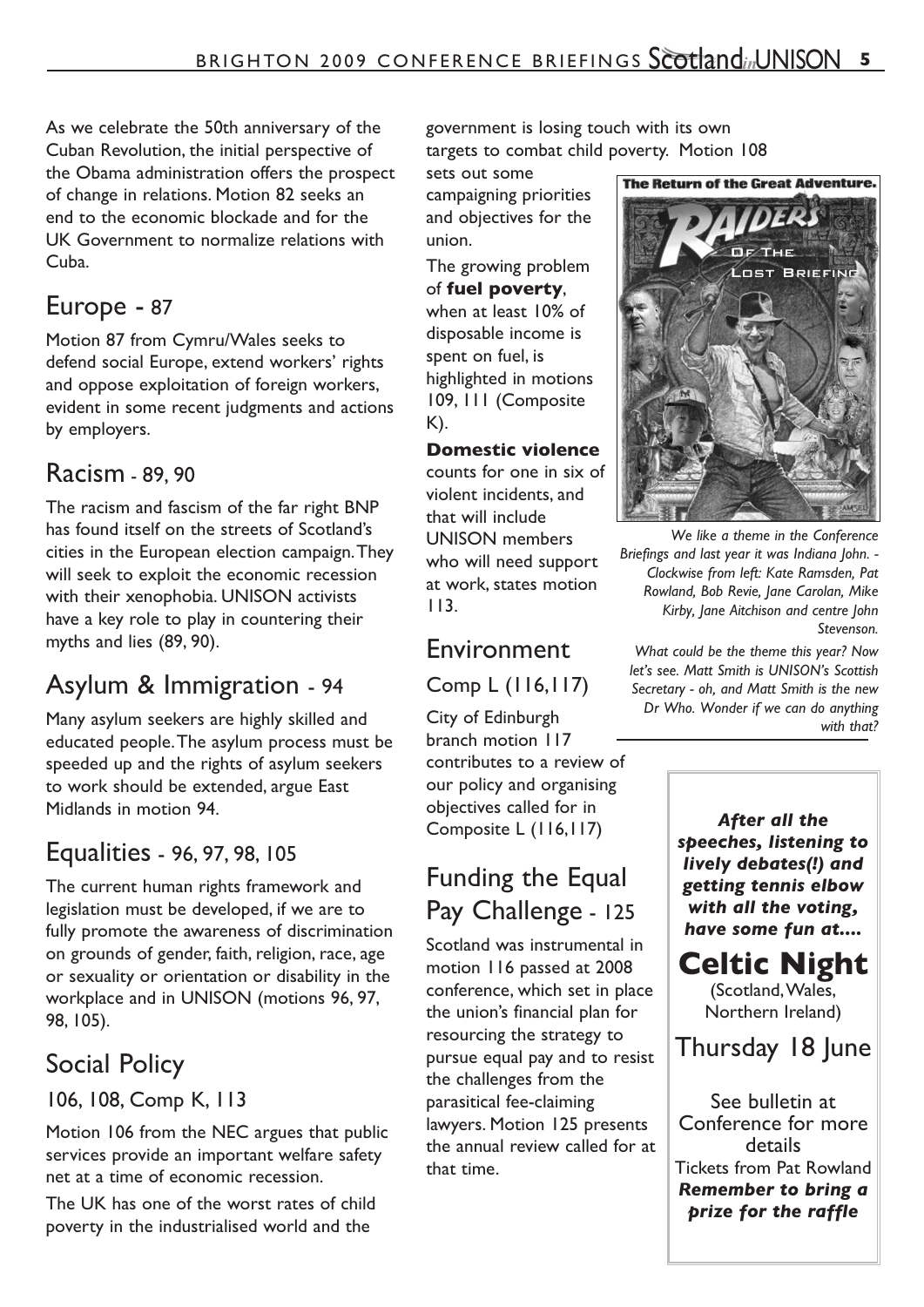As we celebrate the 50th anniversary of the Cuban Revolution, the initial perspective of the Obama administration offers the prospect of change in relations. Motion 82 seeks an end to the economic blockade and for the UK Government to normalize relations with Cuba.

## Europe - 87

Motion 87 from Cymru/Wales seeks to defend social Europe, extend workers' rights and oppose exploitation of foreign workers, evident in some recent judgments and actions by employers.

## Racism - 89, 90

The racism and fascism of the far right BNP has found itself on the streets of Scotland's cities in the European election campaign. They will seek to exploit the economic recession with their xenophobia. UNISON activists have a key role to play in countering their myths and lies (89, 90).

## Asylum & Immigration - 94

Many asylum seekers are highly skilled and educated people. The asylum process must be speeded up and the rights of asylum seekers to work should be extended, argue East Midlands in motion 94.

## Equalities - 96, 97, 98, 105

The current human rights framework and legislation must be developed, if we are to fully promote the awareness of discrimination on grounds of gender, faith, religion, race, age or sexuality or orientation or disability in the workplace and in UNISON (motions 96, 97, 98, 105).

## Social Policy

### 106, 108, Comp K, 113

Motion 106 from the NEC argues that public services provide an important welfare safety net at a time of economic recession.

The UK has one of the worst rates of child poverty in the industrialised world and the government is losing touch with its own targets to combat child poverty. Motion 108 sets out some campaigning priorities and objectives for the union.

The growing problem of **fuel poverty**, when at least 10% of disposable income is spent on fuel, is highlighted in motions 109, 111 (Composite K).

**Domestic violence** counts for one in six of violent incidents, and that will include UNISON members who will need support at work, states motion 113.

## Environment

### Comp L (116,117)

City of Edinburgh branch motion 117 contributes to a review of our policy and organising objectives called for in Composite L (116,117)

## Funding the Equal Pay Challenge - 125

Scotland was instrumental in motion 116 passed at 2008 conference, which set in place the union's financial plan for resourcing the strategy to pursue equal pay and to resist the challenges from the parasitical fee-claiming lawyers. Motion 125 presents the annual review called for at that time.

*We like a theme in the Conference Briefings and last year it was Indiana John. - Clockwise from left: Kate Ramsden, Pat Rowland, Bob Revie, Jane Carolan, Mike Kirby, Jane Aitchison and centre John Stevenson.*

*What could be the theme this year? Now let's see. Matt Smith is UNISON's Scottish Secretary - oh, and Matt Smith is the new Dr Who. Wonder if we can do anything with that?*

***After all the speeches, listening to lively debates(!) and getting tennis elbow with all the voting, have some fun at....***

**Celtic Night**

(Scotland, Wales, Northern Ireland)

Thursday 18 June

See bulletin at Conference for more details

Tickets from Pat Rowland

***Remember to bring a prize for the raffle***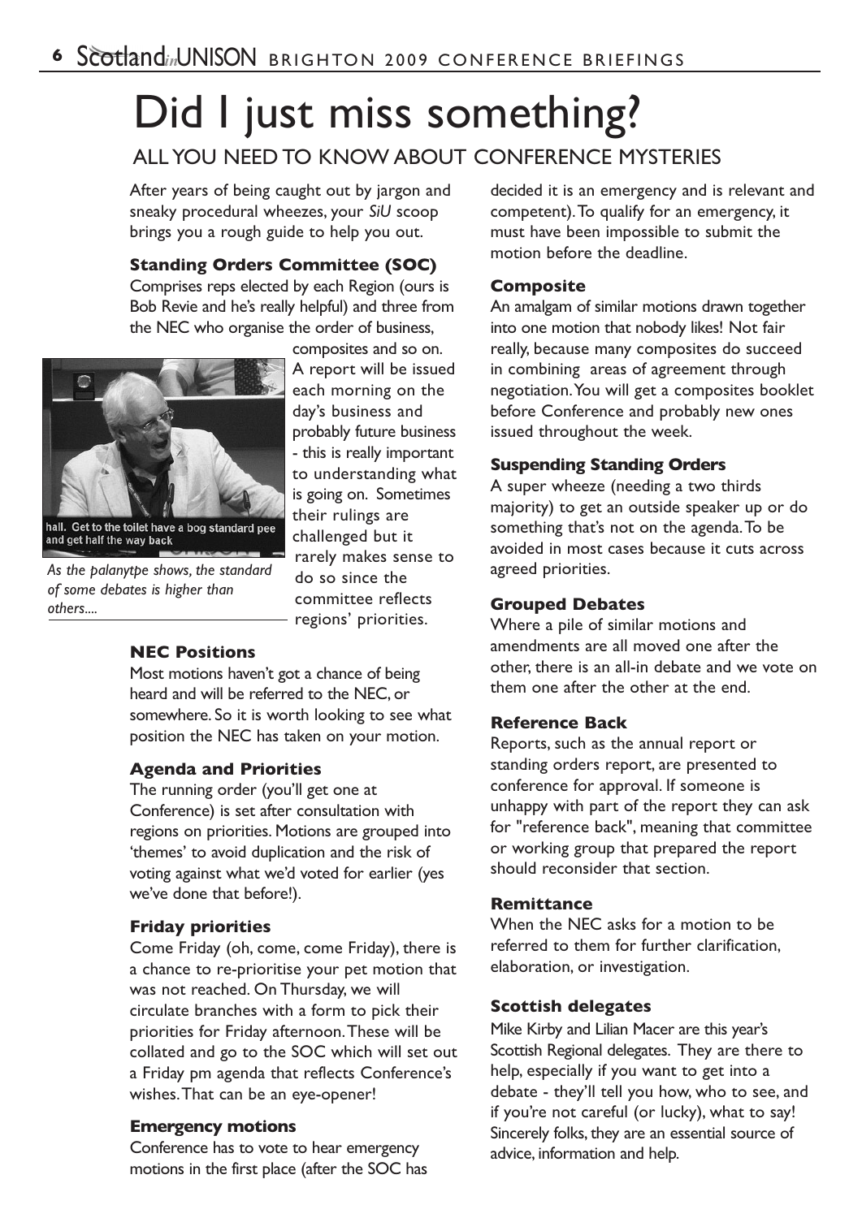# Did I just miss something?

## ALL YOU NEED TO KNOW ABOUT CONFERENCE MYSTERIES

After years of being caught out by jargon and sneaky procedural wheezes, your *SiU* scoop brings you a rough guide to help you out.

### Standing Orders Committee (SOC)

Comprises reps elected by each Region (ours is Bob Revie and he's really helpful) and three from the NEC who organise the order of business, composites and so on. A report will be issued each morning on the day's business and probably future business - this is really important to understanding what is going on. Sometimes their rulings are challenged but it rarely makes sense to do so since the committee reflects regions' priorities.

hall. Get to the toilet have a bog standard pee and get half the way back

*As the palanytpe shows, the standard of some debates is higher than others....*

### NEC Positions

Most motions haven't got a chance of being heard and will be referred to the NEC, or somewhere. So it is worth looking to see what position the NEC has taken on your motion.

### Agenda and Priorities

The running order (you'll get one at Conference) is set after consultation with regions on priorities. Motions are grouped into 'themes' to avoid duplication and the risk of voting against what we'd voted for earlier (yes we've done that before!).

### Friday priorities

Come Friday (oh, come, come Friday), there is a chance to re-prioritise your pet motion that was not reached. On Thursday, we will circulate branches with a form to pick their priorities for Friday afternoon. These will be collated and go to the SOC which will set out a Friday pm agenda that reflects Conference's wishes. That can be an eye-opener!

### Emergency motions

Conference has to vote to hear emergency motions in the first place (after the SOC has decided it is an emergency and is relevant and competent). To qualify for an emergency, it must have been impossible to submit the motion before the deadline.

### Composite

An amalgam of similar motions drawn together into one motion that nobody likes! Not fair really, because many composites do succeed in combining areas of agreement through negotiation. You will get a composites booklet before Conference and probably new ones issued throughout the week.

### Suspending Standing Orders

A super wheeze (needing a two thirds majority) to get an outside speaker up or do something that's not on the agenda. To be avoided in most cases because it cuts across agreed priorities.

### Grouped Debates

Where a pile of similar motions and amendments are all moved one after the other, there is an all-in debate and we vote on them one after the other at the end.

### Reference Back

Reports, such as the annual report or standing orders report, are presented to conference for approval. If someone is unhappy with part of the report they can ask for "reference back", meaning that committee or working group that prepared the report should reconsider that section.

### Remittance

When the NEC asks for a motion to be referred to them for further clarification, elaboration, or investigation.

### Scottish delegates

Mike Kirby and Lilian Macer are this year's Scottish Regional delegates. They are there to help, especially if you want to get into a debate - they'll tell you how, who to see, and if you're not careful (or lucky), what to say! Sincerely folks, they are an essential source of advice, information and help.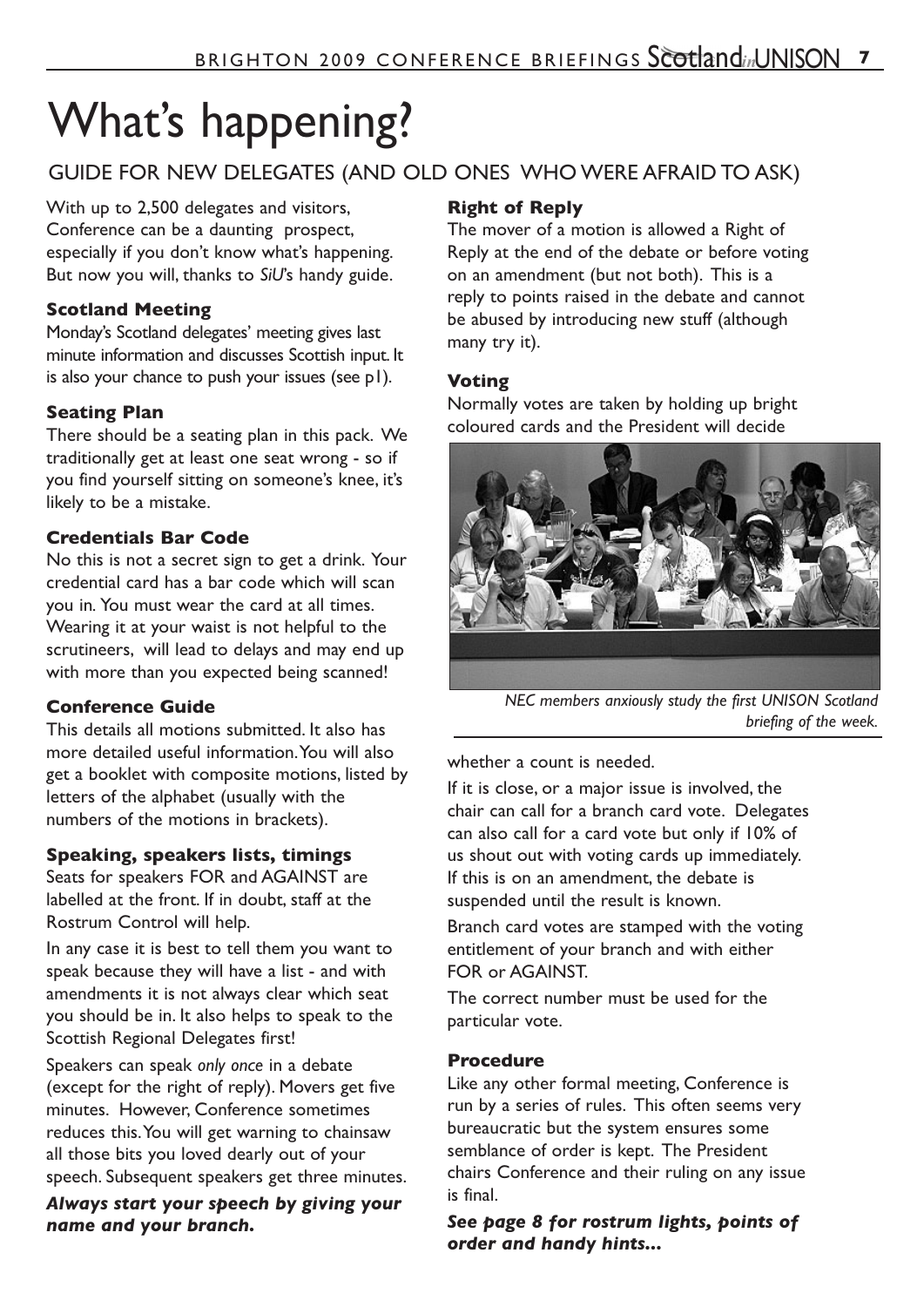# What's happening?

## GUIDE FOR NEW DELEGATES (AND OLD ONES WHO WERE AFRAID TO ASK)

With up to 2,500 delegates and visitors, Conference can be a daunting prospect, especially if you don't know what's happening. But now you will, thanks to *SiU*'s handy guide.

### Scotland Meeting

Monday's Scotland delegates' meeting gives last minute information and discusses Scottish input. It is also your chance to push your issues (see p1).

### Seating Plan

There should be a seating plan in this pack. We traditionally get at least one seat wrong - so if you find yourself sitting on someone's knee, it's likely to be a mistake.

### Credentials Bar Code

No this is not a secret sign to get a drink. Your credential card has a bar code which will scan you in. You must wear the card at all times. Wearing it at your waist is not helpful to the scrutineers, will lead to delays and may end up with more than you expected being scanned!

### Conference Guide

This details all motions submitted. It also has more detailed useful information. You will also get a booklet with composite motions, listed by letters of the alphabet (usually with the numbers of the motions in brackets).

### Speaking, speakers lists, timings

Seats for speakers FOR and AGAINST are labelled at the front. If in doubt, staff at the Rostrum Control will help.

In any case it is best to tell them you want to speak because they will have a list - and with amendments it is not always clear which seat you should be in. It also helps to speak to the Scottish Regional Delegates first!

Speakers can speak *only once* in a debate (except for the right of reply). Movers get five minutes. However, Conference sometimes reduces this. You will get warning to chainsaw all those bits you loved dearly out of your speech. Subsequent speakers get three minutes.

***Always start your speech by giving your name and your branch.***

### Right of Reply

The mover of a motion is allowed a Right of Reply at the end of the debate or before voting on an amendment (but not both). This is a reply to points raised in the debate and cannot be abused by introducing new stuff (although many try it).

### Voting

Normally votes are taken by holding up bright coloured cards and the President will decide whether a count is needed.

*NEC members anxiously study the first UNISON Scotland briefing of the week.*

If it is close, or a major issue is involved, the chair can call for a branch card vote. Delegates can also call for a card vote but only if 10% of us shout out with voting cards up immediately. If this is on an amendment, the debate is suspended until the result is known.

Branch card votes are stamped with the voting entitlement of your branch and with either FOR or AGAINST.

The correct number must be used for the particular vote.

### Procedure

Like any other formal meeting, Conference is run by a series of rules. This often seems very bureaucratic but the system ensures some semblance of order is kept. The President chairs Conference and their ruling on any issue is final.

***See page 8 for rostrum lights, points of order and handy hints...***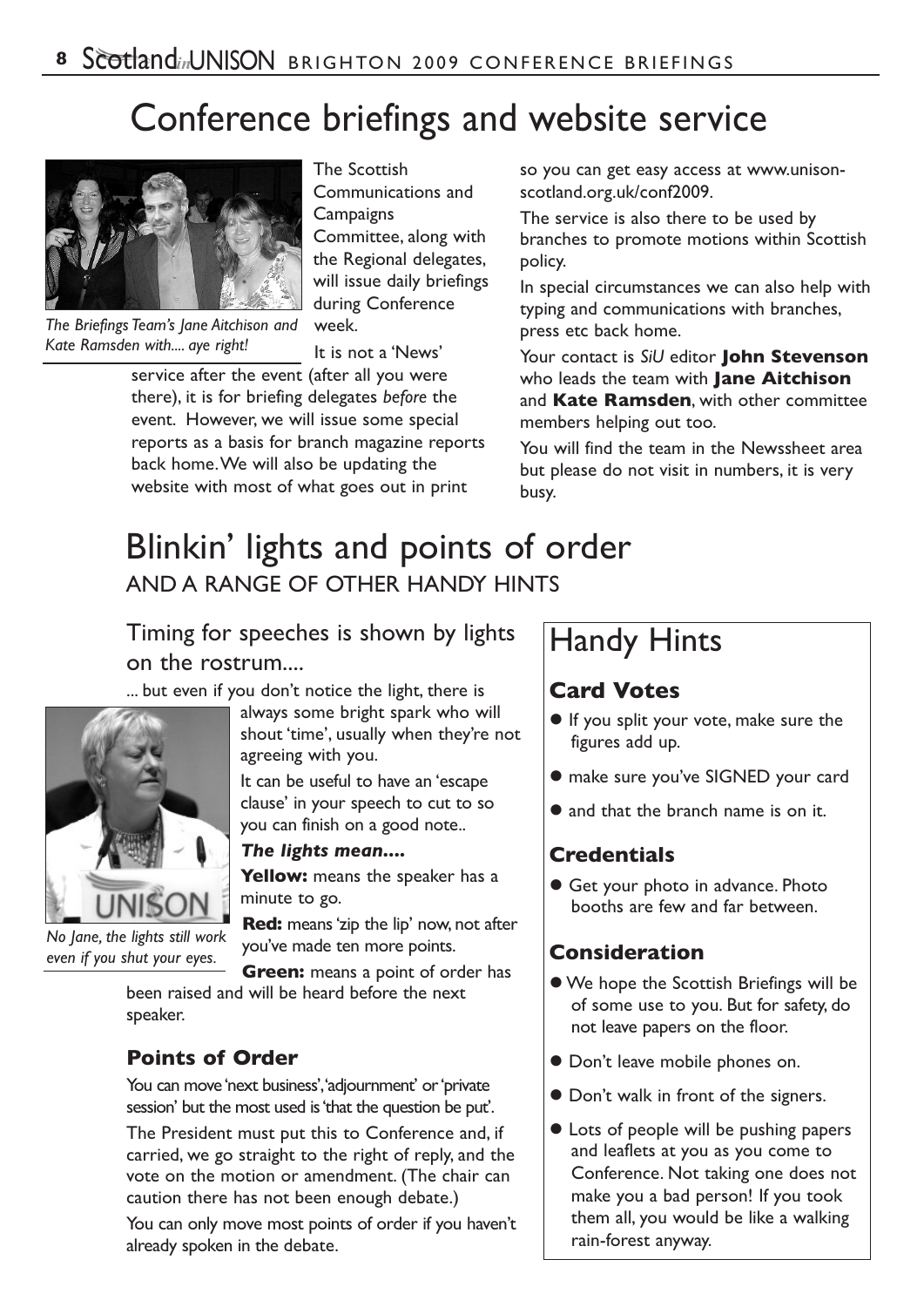# Conference briefings and website service

*The Briefings Team's Jane Aitchison and Kate Ramsden with.... aye right!*

The Scottish Communications and Campaigns Committee, along with the Regional delegates, will issue daily briefings during Conference week.

It is not a 'News' service after the event (after all you were there), it is for briefing delegates *before* the event. However, we will issue some special reports as a basis for branch magazine reports back home. We will also be updating the website with most of what goes out in print so you can get easy access at www.unison-scotland.org.uk/conf2009.

The service is also there to be used by branches to promote motions within Scottish policy.

In special circumstances we can also help with typing and communications with branches, press etc back home.

Your contact is *SiU* editor **John Stevenson** who leads the team with **Jane Aitchison** and **Kate Ramsden**, with other committee members helping out too.

You will find the team in the Newssheet area but please do not visit in numbers, it is very busy.

# Blinkin' lights and points of order

AND A RANGE OF OTHER HANDY HINTS

## Timing for speeches is shown by lights on the rostrum....

... but even if you don't notice the light, there is always some bright spark who will shout 'time', usually when they're not agreeing with you.

It can be useful to have an 'escape clause' in your speech to cut to so you can finish on a good note..

*No Jane, the lights still work even if you shut your eyes.*

***The lights mean....***

**Yellow:** means the speaker has a minute to go.

**Red:** means 'zip the lip' now, not after you've made ten more points.

**Green:** means a point of order has been raised and will be heard before the next speaker.

### Points of Order

You can move 'next business', 'adjournment' or 'private session' but the most used is 'that the question be put'.

The President must put this to Conference and, if carried, we go straight to the right of reply, and the vote on the motion or amendment. (The chair can caution there has not been enough debate.)

You can only move most points of order if you haven't already spoken in the debate.

## Handy Hints

### Card Votes

- If you split your vote, make sure the figures add up.
- make sure you've SIGNED your card
- and that the branch name is on it.

### Credentials

- Get your photo in advance. Photo booths are few and far between.

### Consideration

- We hope the Scottish Briefings will be of some use to you. But for safety, do not leave papers on the floor.
- Don't leave mobile phones on.
- Don't walk in front of the signers.
- Lots of people will be pushing papers and leaflets at you as you come to Conference. Not taking one does not make you a bad person! If you took them all, you would be like a walking rain-forest anyway.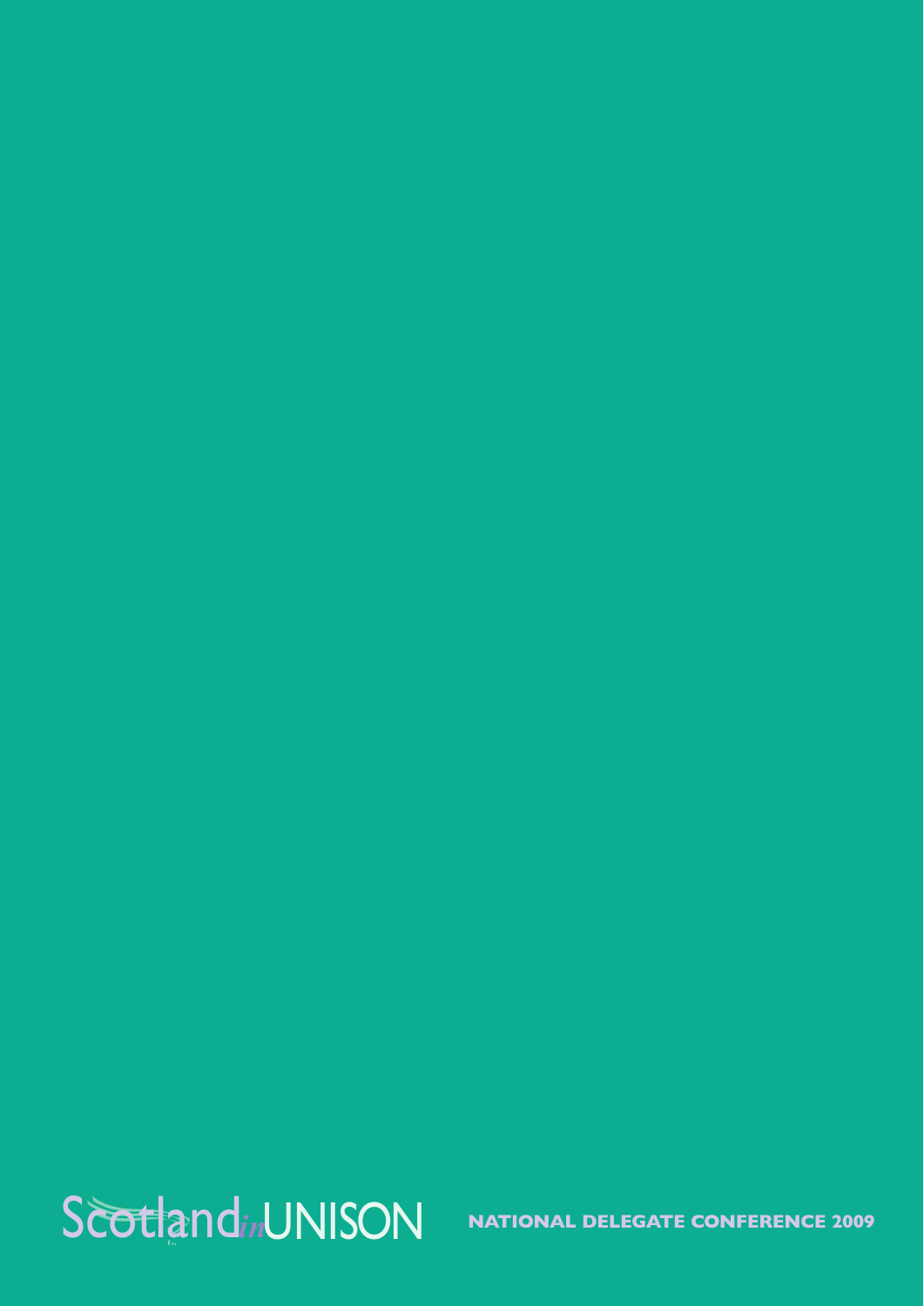Scotland*in*UNISON

**NATIONAL DELEGATE CONFERENCE 2009**